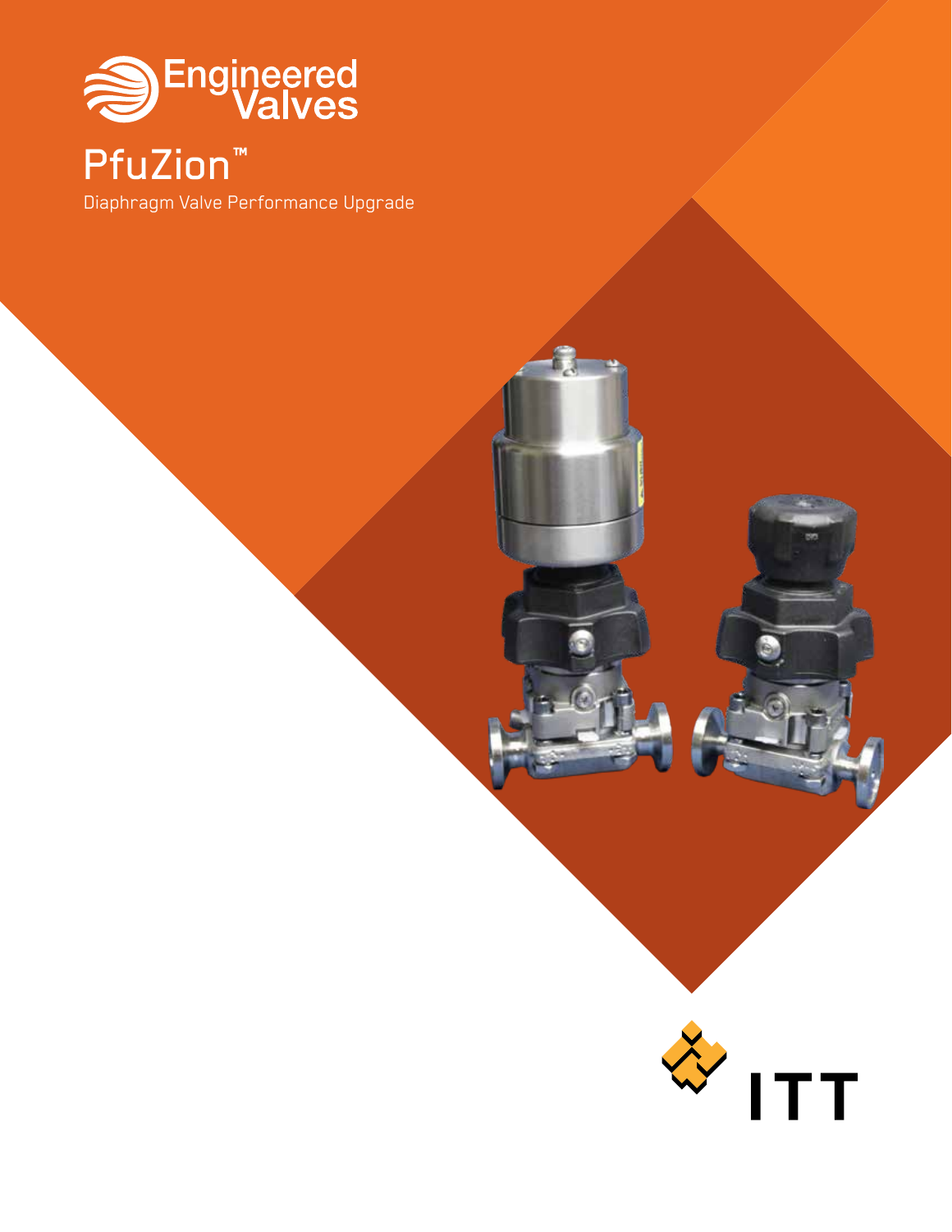Engineered Valves

# PfuZion™

Diaphragm Valve Performance Upgrade

ITT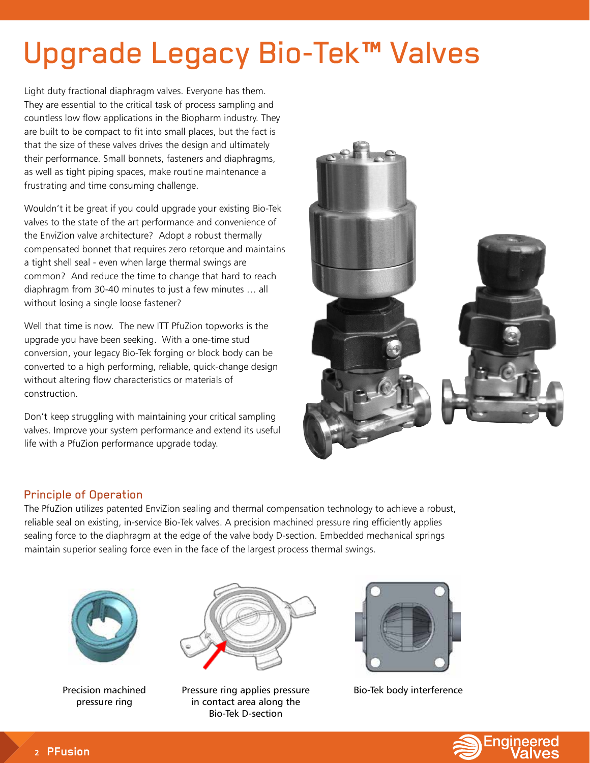# Upgrade Legacy Bio-Tek™ Valves

Light duty fractional diaphragm valves. Everyone has them. They are essential to the critical task of process sampling and countless low flow applications in the Biopharm industry. They are built to be compact to fit into small places, but the fact is that the size of these valves drives the design and ultimately their performance. Small bonnets, fasteners and diaphragms, as well as tight piping spaces, make routine maintenance a frustrating and time consuming challenge.

Wouldn't it be great if you could upgrade your existing Bio-Tek valves to the state of the art performance and convenience of the EnviZion valve architecture? Adopt a robust thermally compensated bonnet that requires zero retorque and maintains a tight shell seal - even when large thermal swings are common? And reduce the time to change that hard to reach diaphragm from 30-40 minutes to just a few minutes … all without losing a single loose fastener?

Well that time is now. The new ITT PfuZion topworks is the upgrade you have been seeking. With a one-time stud conversion, your legacy Bio-Tek forging or block body can be converted to a high performing, reliable, quick-change design without altering flow characteristics or materials of construction.

Don't keep struggling with maintaining your critical sampling valves. Improve your system performance and extend its useful life with a PfuZion performance upgrade today.

## Principle of Operation

The PfuZion utilizes patented EnviZion sealing and thermal compensation technology to achieve a robust, reliable seal on existing, in-service Bio-Tek valves. A precision machined pressure ring efficiently applies sealing force to the diaphragm at the edge of the valve body D-section. Embedded mechanical springs maintain superior sealing force even in the face of the largest process thermal swings.

Precision machined pressure ring

Pressure ring applies pressure in contact area along the Bio-Tek D-section

Bio-Tek body interference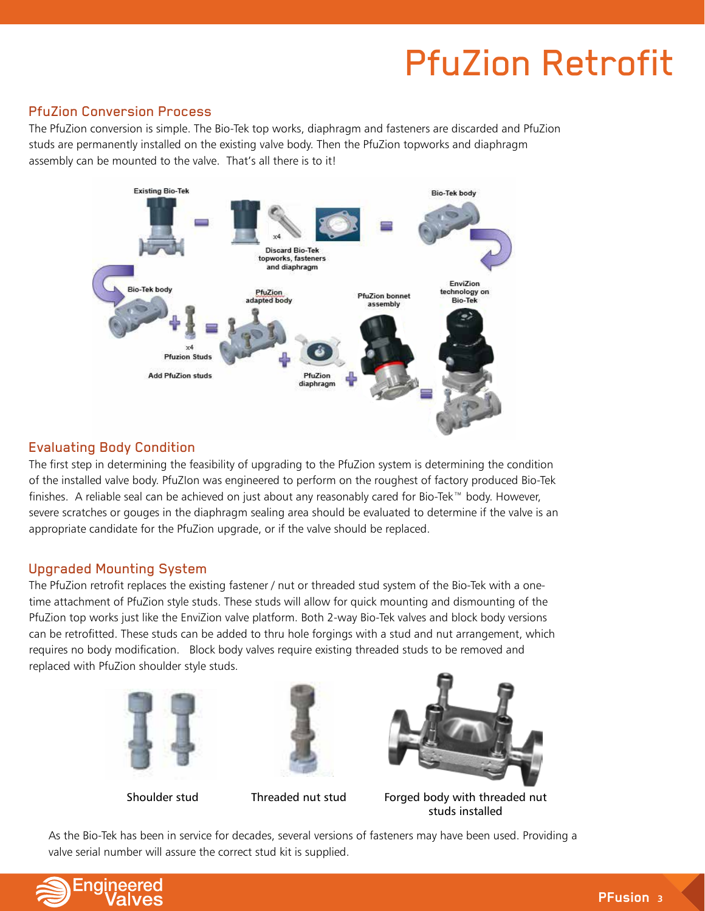# PfuZion Retrofit

## PfuZion Conversion Process

The PfuZion conversion is simple. The Bio-Tek top works, diaphragm and fasteners are discarded and PfuZion studs are permanently installed on the existing valve body. Then the PfuZion topworks and diaphragm assembly can be mounted to the valve. That's all there is to it!

Existing Bio-Tek – Discard Bio-Tek topworks, fasteners and diaphragm = Bio-Tek body

Bio-Tek body + x4 Pfuzion Studs = PfuZion adapted body + PfuZion diaphragm + PfuZion bonnet assembly = EnviZion technology on Bio-Tek

Add PfuZion studs

## Evaluating Body Condition

The first step in determining the feasibility of upgrading to the PfuZion system is determining the condition of the installed valve body. PfuZIon was engineered to perform on the roughest of factory produced Bio-Tek finishes. A reliable seal can be achieved on just about any reasonably cared for Bio-Tek™ body. However, severe scratches or gouges in the diaphragm sealing area should be evaluated to determine if the valve is an appropriate candidate for the PfuZion upgrade, or if the valve should be replaced.

## Upgraded Mounting System

The PfuZion retrofit replaces the existing fastener / nut or threaded stud system of the Bio-Tek with a one-time attachment of PfuZion style studs. These studs will allow for quick mounting and dismounting of the PfuZion top works just like the EnviZion valve platform. Both 2-way Bio-Tek valves and block body versions can be retrofitted. These studs can be added to thru hole forgings with a stud and nut arrangement, which requires no body modification. Block body valves require existing threaded studs to be removed and replaced with PfuZion shoulder style studs.

Shoulder stud

Threaded nut stud

Forged body with threaded nut studs installed

As the Bio-Tek has been in service for decades, several versions of fasteners may have been used. Providing a valve serial number will assure the correct stud kit is supplied.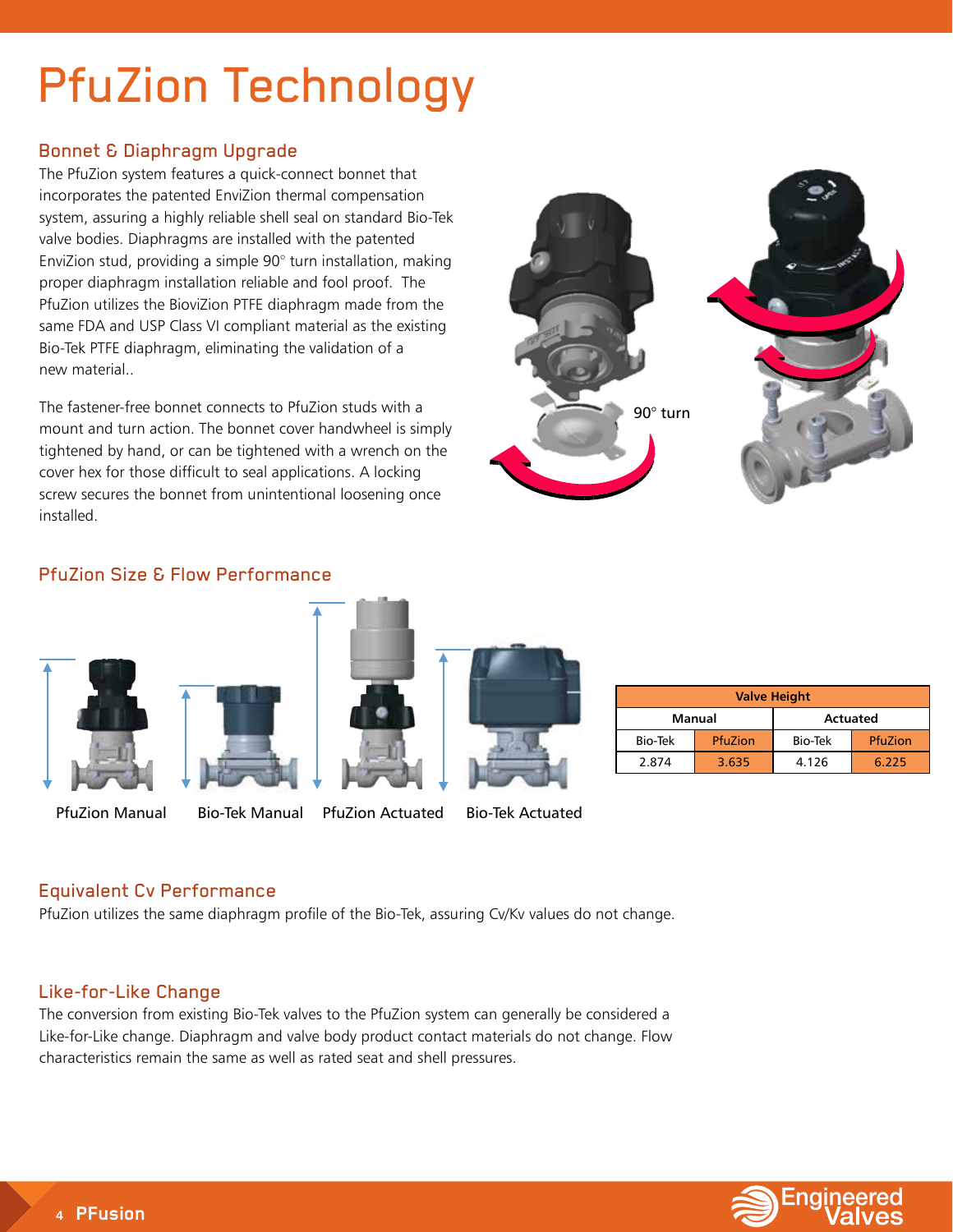# PfuZion Technology

## Bonnet & Diaphragm Upgrade

The PfuZion system features a quick-connect bonnet that incorporates the patented EnviZion thermal compensation system, assuring a highly reliable shell seal on standard Bio-Tek valve bodies. Diaphragms are installed with the patented EnviZion stud, providing a simple 90° turn installation, making proper diaphragm installation reliable and fool proof. The PfuZion utilizes the BioviZion PTFE diaphragm made from the same FDA and USP Class VI compliant material as the existing Bio-Tek PTFE diaphragm, eliminating the validation of a new material..

The fastener-free bonnet connects to PfuZion studs with a mount and turn action. The bonnet cover handwheel is simply tightened by hand, or can be tightened with a wrench on the cover hex for those difficult to seal applications. A locking screw secures the bonnet from unintentional loosening once installed.

90° turn

## PfuZion Size & Flow Performance

PfuZion Manual | Bio-Tek Manual | PfuZion Actuated | Bio-Tek Actuated

| Valve Height | | | |
|---|---|---|---|
| Manual | | Actuated | |
| Bio-Tek | PfuZion | Bio-Tek | PfuZion |
| 2.874 | 3.635 | 4.126 | 6.225 |

## Equivalent Cv Performance

PfuZion utilizes the same diaphragm profile of the Bio-Tek, assuring Cv/Kv values do not change.

## Like-for-Like Change

The conversion from existing Bio-Tek valves to the PfuZion system can generally be considered a Like-for-Like change. Diaphragm and valve body product contact materials do not change. Flow characteristics remain the same as well as rated seat and shell pressures.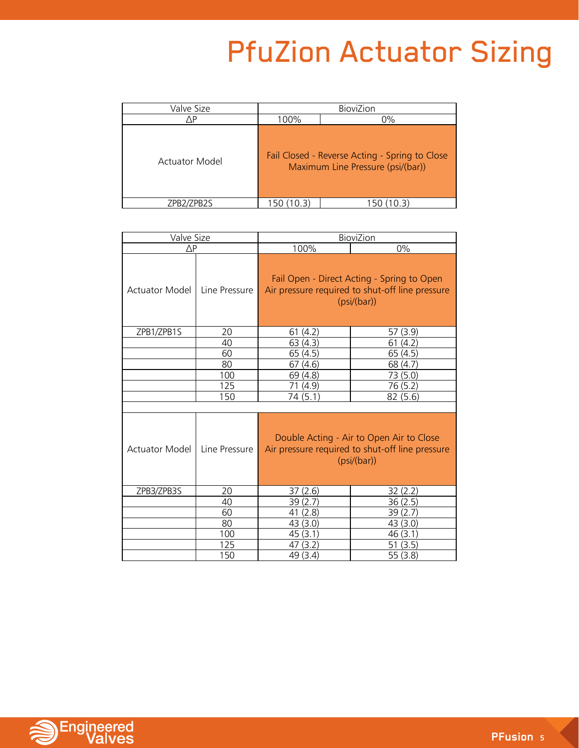# PfuZion Actuator Sizing

| Valve Size | BioviZion | |
|---|---|---|
| ΔP | 100% | 0% |
| Actuator Model | Fail Closed - Reverse Acting - Spring to Close Maximum Line Pressure (psi/(bar)) | |
| ZPB2/ZPB2S | 150 (10.3) | 150 (10.3) |

| Valve Size | | BioviZion | |
|---|---|---|---|
| ΔP | | 100% | 0% |
| Actuator Model | Line Pressure | Fail Open - Direct Acting - Spring to Open Air pressure required to shut-off line pressure (psi/(bar)) | |
| ZPB1/ZPB1S | 20 | 61 (4.2) | 57 (3.9) |
| | 40 | 63 (4.3) | 61 (4.2) |
| | 60 | 65 (4.5) | 65 (4.5) |
| | 80 | 67 (4.6) | 68 (4.7) |
| | 100 | 69 (4.8) | 73 (5.0) |
| | 125 | 71 (4.9) | 76 (5.2) |
| | 150 | 74 (5.1) | 82 (5.6) |
| | | | |
| Actuator Model | Line Pressure | Double Acting - Air to Open Air to Close Air pressure required to shut-off line pressure (psi/(bar)) | |
| ZPB3/ZPB3S | 20 | 37 (2.6) | 32 (2.2) |
| | 40 | 39 (2.7) | 36 (2.5) |
| | 60 | 41 (2.8) | 39 (2.7) |
| | 80 | 43 (3.0) | 43 (3.0) |
| | 100 | 45 (3.1) | 46 (3.1) |
| | 125 | 47 (3.2) | 51 (3.5) |
| | 150 | 49 (3.4) | 55 (3.8) |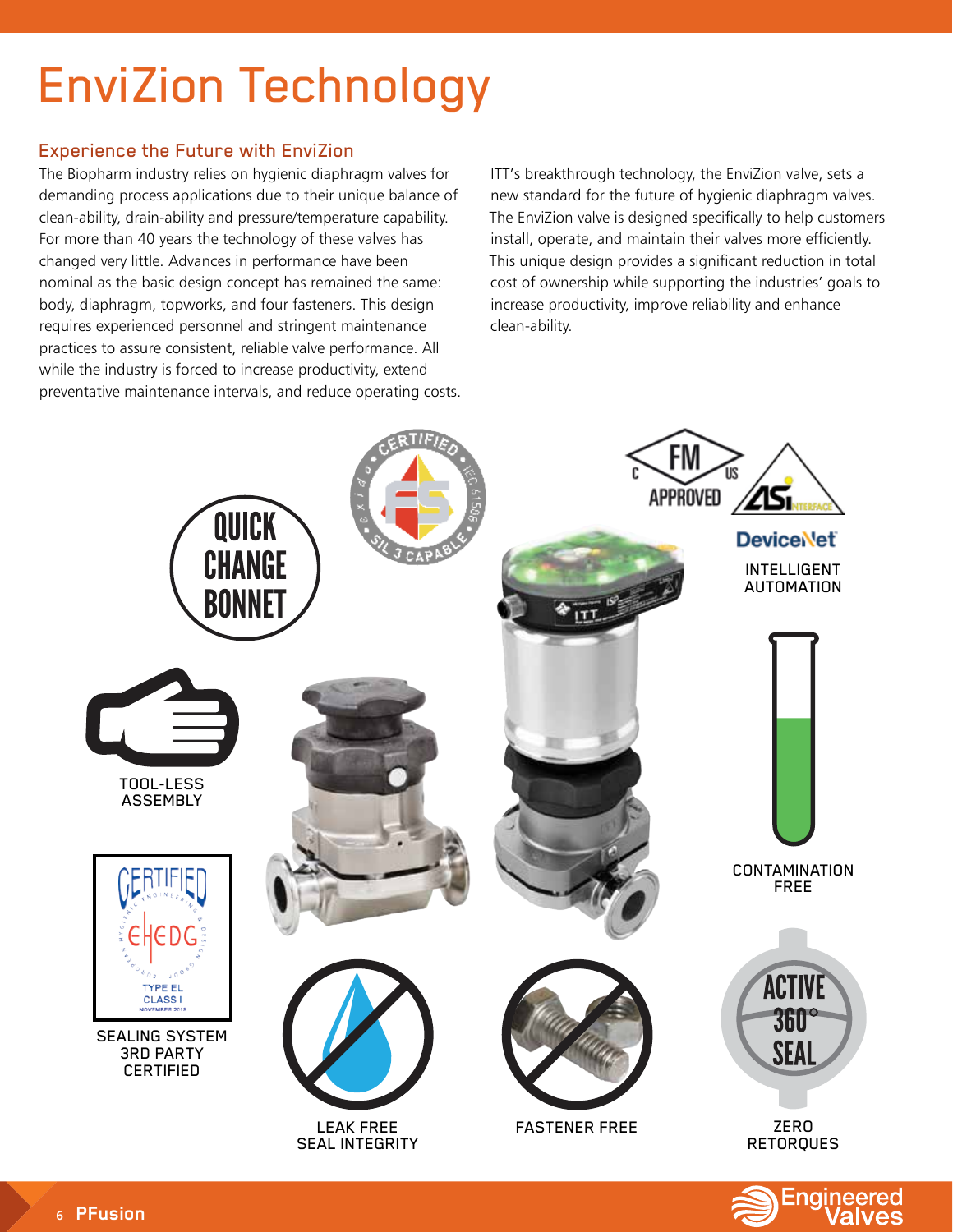# EnviZion Technology

## Experience the Future with EnviZion

The Biopharm industry relies on hygienic diaphragm valves for demanding process applications due to their unique balance of clean-ability, drain-ability and pressure/temperature capability. For more than 40 years the technology of these valves has changed very little. Advances in performance have been nominal as the basic design concept has remained the same: body, diaphragm, topworks, and four fasteners. This design requires experienced personnel and stringent maintenance practices to assure consistent, reliable valve performance. All while the industry is forced to increase productivity, extend preventative maintenance intervals, and reduce operating costs.

ITT's breakthrough technology, the EnviZion valve, sets a new standard for the future of hygienic diaphragm valves. The EnviZion valve is designed specifically to help customers install, operate, and maintain their valves more efficiently. This unique design provides a significant reduction in total cost of ownership while supporting the industries' goals to increase productivity, improve reliability and enhance clean-ability.

- QUICK CHANGE BONNET
- CERTIFIED SIL 3 CAPABLE (exida, IEC 61508)
- FM APPROVED (C US)
- ASi INTERFACE
- DeviceNet
- INTELLIGENT AUTOMATION
- TOOL-LESS ASSEMBLY
- CONTAMINATION FREE
- SEALING SYSTEM 3RD PARTY CERTIFIED (CERTIFIED EHEDG, TYPE EL CLASS I)
- LEAK FREE SEAL INTEGRITY
- FASTENER FREE
- ACTIVE 360° SEAL — ZERO RETORQUES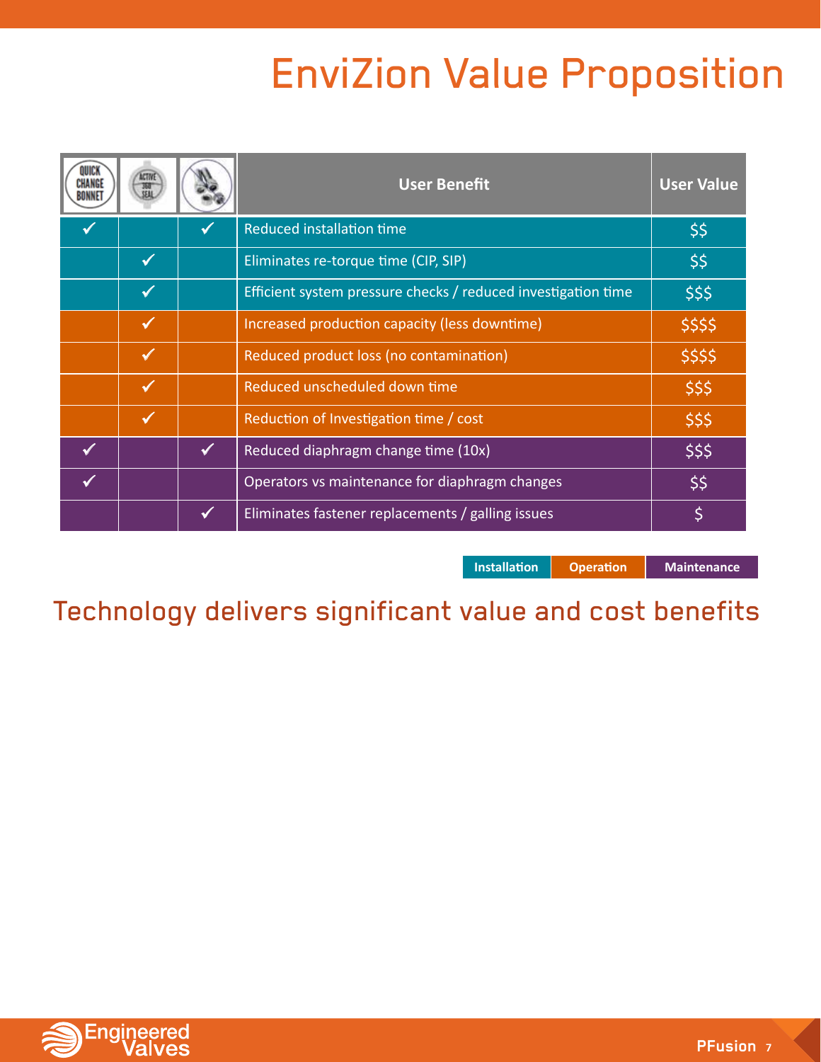# EnviZion Value Proposition

| Quick Change Bonnet | Active 360 Seal | (Fasteners) | User Benefit | User Value |
|---|---|---|---|---|
| ✓ | | ✓ | Reduced installation time | $$ |
| | ✓ | | Eliminates re-torque time (CIP, SIP) | $$ |
| | ✓ | | Efficient system pressure checks / reduced investigation time | $$$ |
| | ✓ | | Increased production capacity (less downtime) | $$$$ |
| | ✓ | | Reduced product loss (no contamination) | $$$$ |
| | ✓ | | Reduced unscheduled down time | $$$ |
| | ✓ | | Reduction of Investigation time / cost | $$$ |
| ✓ | | ✓ | Reduced diaphragm change time (10x) | $$$ |
| ✓ | | | Operators vs maintenance for diaphragm changes | $$ |
| | | ✓ | Eliminates fastener replacements / galling issues | $ |

**Installation** | **Operation** | **Maintenance**

## Technology delivers significant value and cost benefits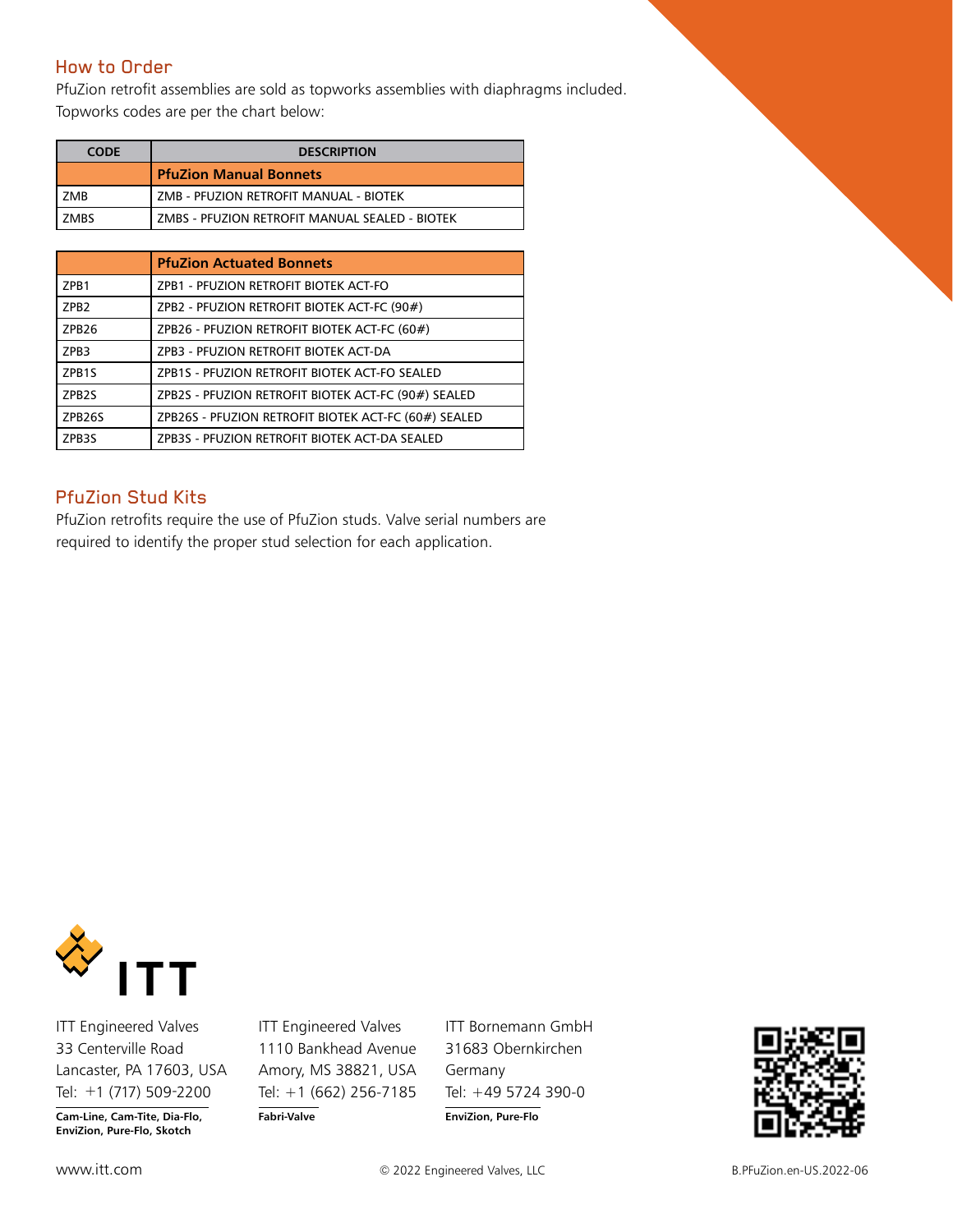## How to Order

PfuZion retrofit assemblies are sold as topworks assemblies with diaphragms included. Topworks codes are per the chart below:

| CODE | DESCRIPTION |
|---|---|
| | **PfuZion Manual Bonnets** |
| ZMB | ZMB - PFUZION RETROFIT MANUAL - BIOTEK |
| ZMBS | ZMBS - PFUZION RETROFIT MANUAL SEALED - BIOTEK |

| | **PfuZion Actuated Bonnets** |
|---|---|
| ZPB1 | ZPB1 - PFUZION RETROFIT BIOTEK ACT-FO |
| ZPB2 | ZPB2 - PFUZION RETROFIT BIOTEK ACT-FC (90#) |
| ZPB26 | ZPB26 - PFUZION RETROFIT BIOTEK ACT-FC (60#) |
| ZPB3 | ZPB3 - PFUZION RETROFIT BIOTEK ACT-DA |
| ZPB1S | ZPB1S - PFUZION RETROFIT BIOTEK ACT-FO SEALED |
| ZPB2S | ZPB2S - PFUZION RETROFIT BIOTEK ACT-FC (90#) SEALED |
| ZPB26S | ZPB26S - PFUZION RETROFIT BIOTEK ACT-FC (60#) SEALED |
| ZPB3S | ZPB3S - PFUZION RETROFIT BIOTEK ACT-DA SEALED |

## PfuZion Stud Kits

PfuZion retrofits require the use of PfuZion studs. Valve serial numbers are required to identify the proper stud selection for each application.

ITT

ITT Engineered Valves
33 Centerville Road
Lancaster, PA 17603, USA
Tel: +1 (717) 509-2200
**Cam-Line, Cam-Tite, Dia-Flo, EnviZion, Pure-Flo, Skotch**

ITT Engineered Valves
1110 Bankhead Avenue
Amory, MS 38821, USA
Tel: +1 (662) 256-7185
**Fabri-Valve**

ITT Bornemann GmbH
31683 Obernkirchen
Germany
Tel: +49 5724 390-0
**EnviZion, Pure-Flo**

www.itt.com

© 2022 Engineered Valves, LLC

B.PFuZion.en-US.2022-06